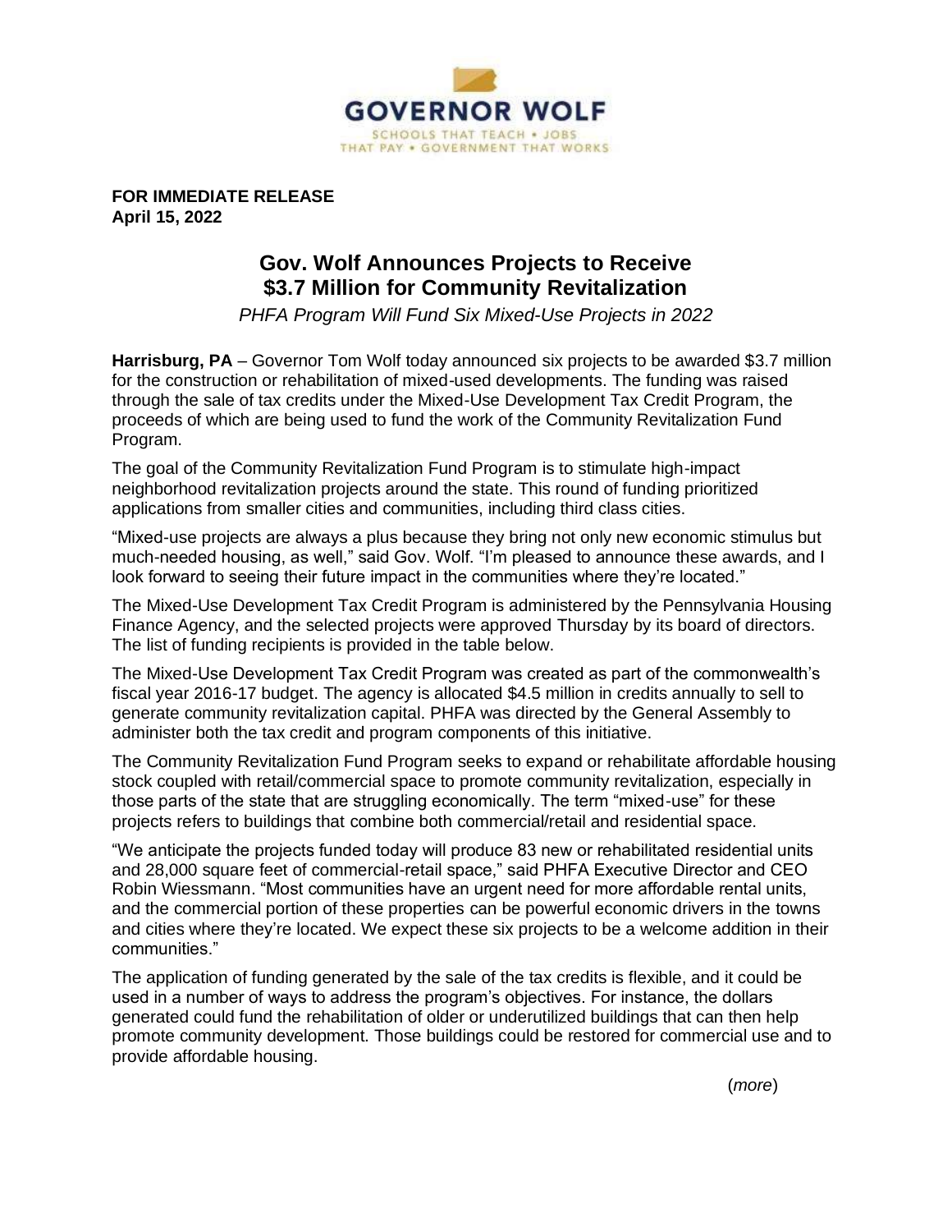**GOVERNOR WOLF**

SCHOOLS THAT TEACH • JOBS THAT PAY • GOVERNMENT THAT WORKS

**FOR IMMEDIATE RELEASE**
**April 15, 2022**

# Gov. Wolf Announces Projects to Receive $3.7 Million for Community Revitalization

*PHFA Program Will Fund Six Mixed-Use Projects in 2022*

**Harrisburg, PA** – Governor Tom Wolf today announced six projects to be awarded $3.7 million for the construction or rehabilitation of mixed-used developments. The funding was raised through the sale of tax credits under the Mixed-Use Development Tax Credit Program, the proceeds of which are being used to fund the work of the Community Revitalization Fund Program.

The goal of the Community Revitalization Fund Program is to stimulate high-impact neighborhood revitalization projects around the state. This round of funding prioritized applications from smaller cities and communities, including third class cities.

"Mixed-use projects are always a plus because they bring not only new economic stimulus but much-needed housing, as well," said Gov. Wolf. "I'm pleased to announce these awards, and I look forward to seeing their future impact in the communities where they're located."

The Mixed-Use Development Tax Credit Program is administered by the Pennsylvania Housing Finance Agency, and the selected projects were approved Thursday by its board of directors. The list of funding recipients is provided in the table below.

The Mixed-Use Development Tax Credit Program was created as part of the commonwealth's fiscal year 2016-17 budget. The agency is allocated $4.5 million in credits annually to sell to generate community revitalization capital. PHFA was directed by the General Assembly to administer both the tax credit and program components of this initiative.

The Community Revitalization Fund Program seeks to expand or rehabilitate affordable housing stock coupled with retail/commercial space to promote community revitalization, especially in those parts of the state that are struggling economically. The term "mixed-use" for these projects refers to buildings that combine both commercial/retail and residential space.

"We anticipate the projects funded today will produce 83 new or rehabilitated residential units and 28,000 square feet of commercial-retail space," said PHFA Executive Director and CEO Robin Wiessmann. "Most communities have an urgent need for more affordable rental units, and the commercial portion of these properties can be powerful economic drivers in the towns and cities where they're located. We expect these six projects to be a welcome addition in their communities."

The application of funding generated by the sale of the tax credits is flexible, and it could be used in a number of ways to address the program's objectives. For instance, the dollars generated could fund the rehabilitation of older or underutilized buildings that can then help promote community development. Those buildings could be restored for commercial use and to provide affordable housing.

(*more*)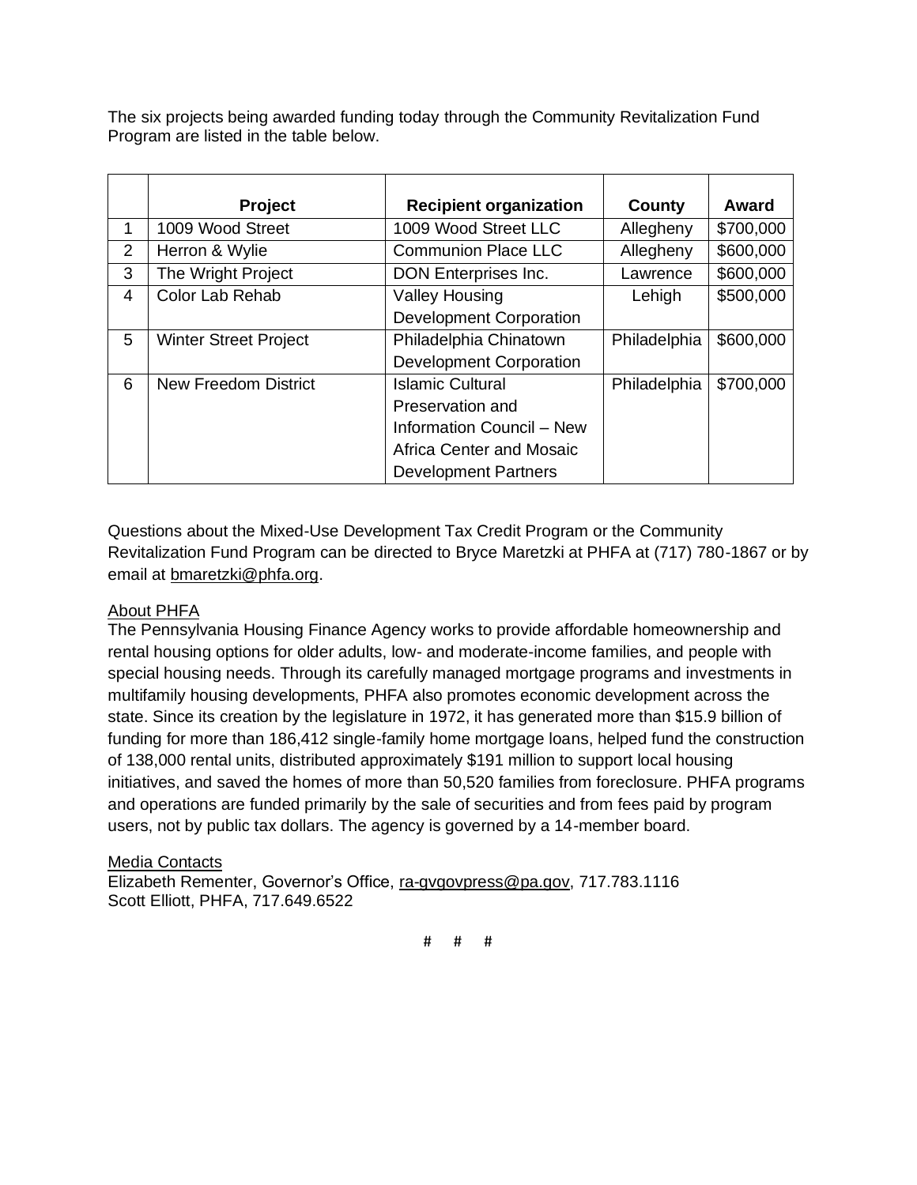The six projects being awarded funding today through the Community Revitalization Fund Program are listed in the table below.

| | Project | Recipient organization | County | Award |
|---|---|---|---|---|
| 1 | 1009 Wood Street | 1009 Wood Street LLC | Allegheny | $700,000 |
| 2 | Herron & Wylie | Communion Place LLC | Allegheny | $600,000 |
| 3 | The Wright Project | DON Enterprises Inc. | Lawrence | $600,000 |
| 4 | Color Lab Rehab | Valley Housing Development Corporation | Lehigh | $500,000 |
| 5 | Winter Street Project | Philadelphia Chinatown Development Corporation | Philadelphia | $600,000 |
| 6 | New Freedom District | Islamic Cultural Preservation and Information Council – New Africa Center and Mosaic Development Partners | Philadelphia | $700,000 |

Questions about the Mixed-Use Development Tax Credit Program or the Community Revitalization Fund Program can be directed to Bryce Maretzki at PHFA at (717) 780-1867 or by email at bmaretzki@phfa.org.

About PHFA

The Pennsylvania Housing Finance Agency works to provide affordable homeownership and rental housing options for older adults, low- and moderate-income families, and people with special housing needs. Through its carefully managed mortgage programs and investments in multifamily housing developments, PHFA also promotes economic development across the state. Since its creation by the legislature in 1972, it has generated more than $15.9 billion of funding for more than 186,412 single-family home mortgage loans, helped fund the construction of 138,000 rental units, distributed approximately $191 million to support local housing initiatives, and saved the homes of more than 50,520 families from foreclosure. PHFA programs and operations are funded primarily by the sale of securities and from fees paid by program users, not by public tax dollars. The agency is governed by a 14-member board.

Media Contacts

Elizabeth Rementer, Governor's Office, ra-gvgovpress@pa.gov, 717.783.1116
Scott Elliott, PHFA, 717.649.6522

# # #